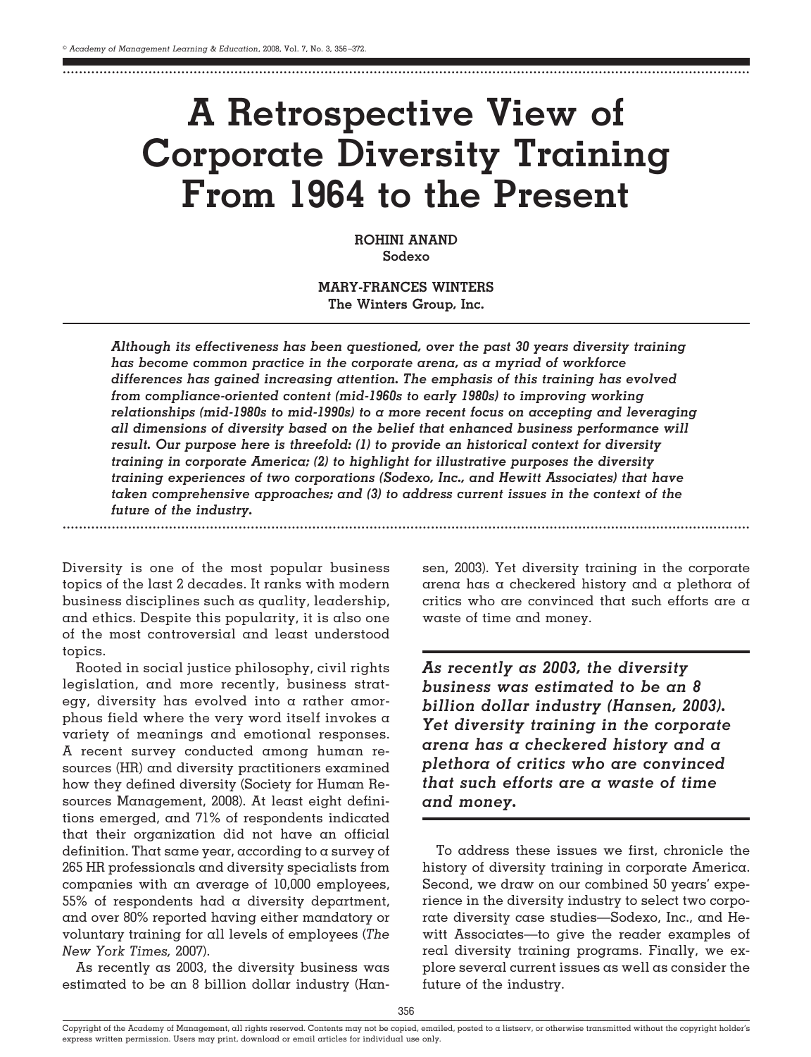# A Retrospective View of Corporate Diversity Training From 1964 to the Present

**ROHINI ANAND**
**Sodexo**

**MARY-FRANCES WINTERS**
**The Winters Group, Inc.**

***Although its effectiveness has been questioned, over the past 30 years diversity training has become common practice in the corporate arena, as a myriad of workforce differences has gained increasing attention. The emphasis of this training has evolved from compliance-oriented content (mid-1960s to early 1980s) to improving working relationships (mid-1980s to mid-1990s) to a more recent focus on accepting and leveraging all dimensions of diversity based on the belief that enhanced business performance will result. Our purpose here is threefold: (1) to provide an historical context for diversity training in corporate America; (2) to highlight for illustrative purposes the diversity training experiences of two corporations (Sodexo, Inc., and Hewitt Associates) that have taken comprehensive approaches; and (3) to address current issues in the context of the future of the industry.***

Diversity is one of the most popular business topics of the last 2 decades. It ranks with modern business disciplines such as quality, leadership, and ethics. Despite this popularity, it is also one of the most controversial and least understood topics.

Rooted in social justice philosophy, civil rights legislation, and more recently, business strategy, diversity has evolved into a rather amorphous field where the very word itself invokes a variety of meanings and emotional responses. A recent survey conducted among human resources (HR) and diversity practitioners examined how they defined diversity (Society for Human Resources Management, 2008). At least eight definitions emerged, and 71% of respondents indicated that their organization did not have an official definition. That same year, according to a survey of 265 HR professionals and diversity specialists from companies with an average of 10,000 employees, 55% of respondents had a diversity department, and over 80% reported having either mandatory or voluntary training for all levels of employees (*The New York Times,* 2007).

As recently as 2003, the diversity business was estimated to be an 8 billion dollar industry (Hansen, 2003). Yet diversity training in the corporate arena has a checkered history and a plethora of critics who are convinced that such efforts are a waste of time and money.

***As recently as 2003, the diversity business was estimated to be an 8 billion dollar industry (Hansen, 2003). Yet diversity training in the corporate arena has a checkered history and a plethora of critics who are convinced that such efforts are a waste of time and money.***

To address these issues we first, chronicle the history of diversity training in corporate America. Second, we draw on our combined 50 years' experience in the diversity industry to select two corporate diversity case studies—Sodexo, Inc., and Hewitt Associates—to give the reader examples of real diversity training programs. Finally, we explore several current issues as well as consider the future of the industry.

Copyright of the Academy of Management, all rights reserved. Contents may not be copied, emailed, posted to a listserv, or otherwise transmitted without the copyright holder's express written permission. Users may print, download or email articles for individual use only.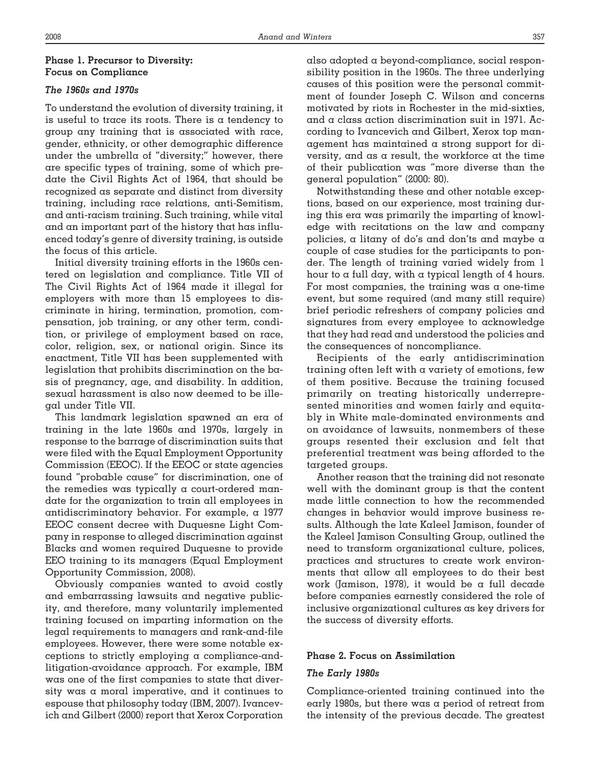### Phase 1. Precursor to Diversity: Focus on Compliance

#### *The 1960s and 1970s*

To understand the evolution of diversity training, it is useful to trace its roots. There is a tendency to group any training that is associated with race, gender, ethnicity, or other demographic difference under the umbrella of "diversity;" however, there are specific types of training, some of which predate the Civil Rights Act of 1964, that should be recognized as separate and distinct from diversity training, including race relations, anti-Semitism, and anti-racism training. Such training, while vital and an important part of the history that has influenced today's genre of diversity training, is outside the focus of this article.

Initial diversity training efforts in the 1960s centered on legislation and compliance. Title VII of The Civil Rights Act of 1964 made it illegal for employers with more than 15 employees to discriminate in hiring, termination, promotion, compensation, job training, or any other term, condition, or privilege of employment based on race, color, religion, sex, or national origin. Since its enactment, Title VII has been supplemented with legislation that prohibits discrimination on the basis of pregnancy, age, and disability. In addition, sexual harassment is also now deemed to be illegal under Title VII.

This landmark legislation spawned an era of training in the late 1960s and 1970s, largely in response to the barrage of discrimination suits that were filed with the Equal Employment Opportunity Commission (EEOC). If the EEOC or state agencies found "probable cause" for discrimination, one of the remedies was typically a court-ordered mandate for the organization to train all employees in antidiscriminatory behavior. For example, a 1977 EEOC consent decree with Duquesne Light Company in response to alleged discrimination against Blacks and women required Duquesne to provide EEO training to its managers (Equal Employment Opportunity Commission, 2008).

Obviously companies wanted to avoid costly and embarrassing lawsuits and negative publicity, and therefore, many voluntarily implemented training focused on imparting information on the legal requirements to managers and rank-and-file employees. However, there were some notable exceptions to strictly employing a compliance-and-litigation-avoidance approach. For example, IBM was one of the first companies to state that diversity was a moral imperative, and it continues to espouse that philosophy today (IBM, 2007). Ivancevich and Gilbert (2000) report that Xerox Corporation also adopted a beyond-compliance, social responsibility position in the 1960s. The three underlying causes of this position were the personal commitment of founder Joseph C. Wilson and concerns motivated by riots in Rochester in the mid-sixties, and a class action discrimination suit in 1971. According to Ivancevich and Gilbert, Xerox top management has maintained a strong support for diversity, and as a result, the workforce at the time of their publication was "more diverse than the general population" (2000: 80).

Notwithstanding these and other notable exceptions, based on our experience, most training during this era was primarily the imparting of knowledge with recitations on the law and company policies, a litany of do's and don'ts and maybe a couple of case studies for the participants to ponder. The length of training varied widely from 1 hour to a full day, with a typical length of 4 hours. For most companies, the training was a one-time event, but some required (and many still require) brief periodic refreshers of company policies and signatures from every employee to acknowledge that they had read and understood the policies and the consequences of noncompliance.

Recipients of the early antidiscrimination training often left with a variety of emotions, few of them positive. Because the training focused primarily on treating historically underrepresented minorities and women fairly and equitably in White male-dominated environments and on avoidance of lawsuits, nonmembers of these groups resented their exclusion and felt that preferential treatment was being afforded to the targeted groups.

Another reason that the training did not resonate well with the dominant group is that the content made little connection to how the recommended changes in behavior would improve business results. Although the late Kaleel Jamison, founder of the Kaleel Jamison Consulting Group, outlined the need to transform organizational culture, polices, practices and structures to create work environments that allow all employees to do their best work (Jamison, 1978), it would be a full decade before companies earnestly considered the role of inclusive organizational cultures as key drivers for the success of diversity efforts.

### Phase 2. Focus on Assimilation

#### *The Early 1980s*

Compliance-oriented training continued into the early 1980s, but there was a period of retreat from the intensity of the previous decade. The greatest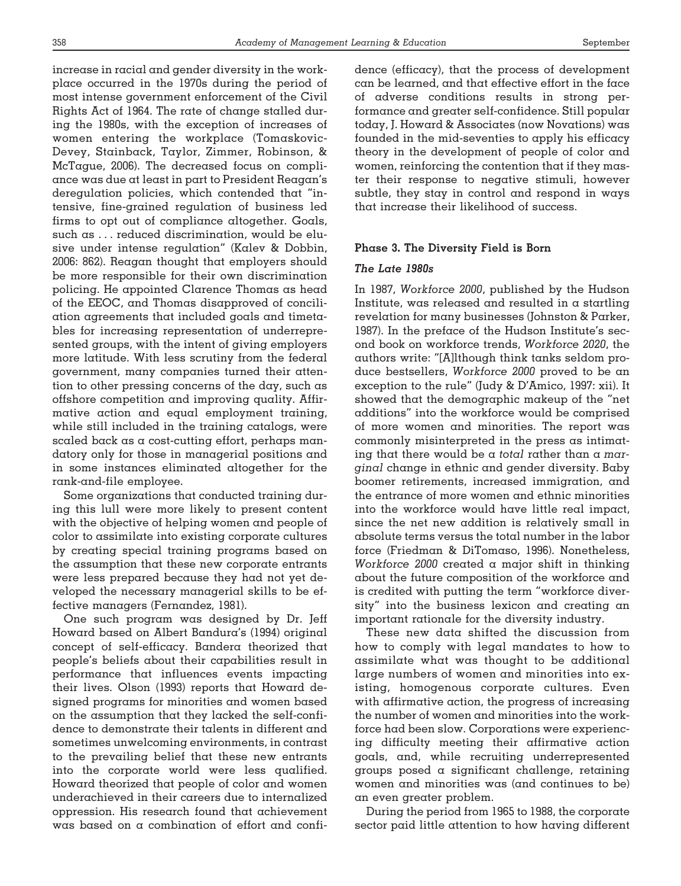increase in racial and gender diversity in the workplace occurred in the 1970s during the period of most intense government enforcement of the Civil Rights Act of 1964. The rate of change stalled during the 1980s, with the exception of increases of women entering the workplace (Tomaskovic-Devey, Stainback, Taylor, Zimmer, Robinson, & McTague, 2006). The decreased focus on compliance was due at least in part to President Reagan's deregulation policies, which contended that "intensive, fine-grained regulation of business led firms to opt out of compliance altogether. Goals, such as . . . reduced discrimination, would be elusive under intense regulation" (Kalev & Dobbin, 2006: 862). Reagan thought that employers should be more responsible for their own discrimination policing. He appointed Clarence Thomas as head of the EEOC, and Thomas disapproved of conciliation agreements that included goals and timetables for increasing representation of underrepresented groups, with the intent of giving employers more latitude. With less scrutiny from the federal government, many companies turned their attention to other pressing concerns of the day, such as offshore competition and improving quality. Affirmative action and equal employment training, while still included in the training catalogs, were scaled back as a cost-cutting effort, perhaps mandatory only for those in managerial positions and in some instances eliminated altogether for the rank-and-file employee.

Some organizations that conducted training during this lull were more likely to present content with the objective of helping women and people of color to assimilate into existing corporate cultures by creating special training programs based on the assumption that these new corporate entrants were less prepared because they had not yet developed the necessary managerial skills to be effective managers (Fernandez, 1981).

One such program was designed by Dr. Jeff Howard based on Albert Bandura's (1994) original concept of self-efficacy. Bandera theorized that people's beliefs about their capabilities result in performance that influences events impacting their lives. Olson (1993) reports that Howard designed programs for minorities and women based on the assumption that they lacked the self-confidence to demonstrate their talents in different and sometimes unwelcoming environments, in contrast to the prevailing belief that these new entrants into the corporate world were less qualified. Howard theorized that people of color and women underachieved in their careers due to internalized oppression. His research found that achievement was based on a combination of effort and confidence (efficacy), that the process of development can be learned, and that effective effort in the face of adverse conditions results in strong performance and greater self-confidence. Still popular today, J. Howard & Associates (now Novations) was founded in the mid-seventies to apply his efficacy theory in the development of people of color and women, reinforcing the contention that if they master their response to negative stimuli, however subtle, they stay in control and respond in ways that increase their likelihood of success.

## Phase 3. The Diversity Field is Born

### *The Late 1980s*

In 1987, *Workforce 2000*, published by the Hudson Institute, was released and resulted in a startling revelation for many businesses (Johnston & Parker, 1987). In the preface of the Hudson Institute's second book on workforce trends, *Workforce 2020*, the authors write: "[A]lthough think tanks seldom produce bestsellers, *Workforce 2000* proved to be an exception to the rule" (Judy & D'Amico, 1997: xii). It showed that the demographic makeup of the "net additions" into the workforce would be comprised of more women and minorities. The report was commonly misinterpreted in the press as intimating that there would be a *total* rather than a *marginal* change in ethnic and gender diversity. Baby boomer retirements, increased immigration, and the entrance of more women and ethnic minorities into the workforce would have little real impact, since the net new addition is relatively small in absolute terms versus the total number in the labor force (Friedman & DiTomaso, 1996). Nonetheless, *Workforce 2000* created a major shift in thinking about the future composition of the workforce and is credited with putting the term "workforce diversity" into the business lexicon and creating an important rationale for the diversity industry.

These new data shifted the discussion from how to comply with legal mandates to how to assimilate what was thought to be additional large numbers of women and minorities into existing, homogenous corporate cultures. Even with affirmative action, the progress of increasing the number of women and minorities into the workforce had been slow. Corporations were experiencing difficulty meeting their affirmative action goals, and, while recruiting underrepresented groups posed a significant challenge, retaining women and minorities was (and continues to be) an even greater problem.

During the period from 1965 to 1988, the corporate sector paid little attention to how having different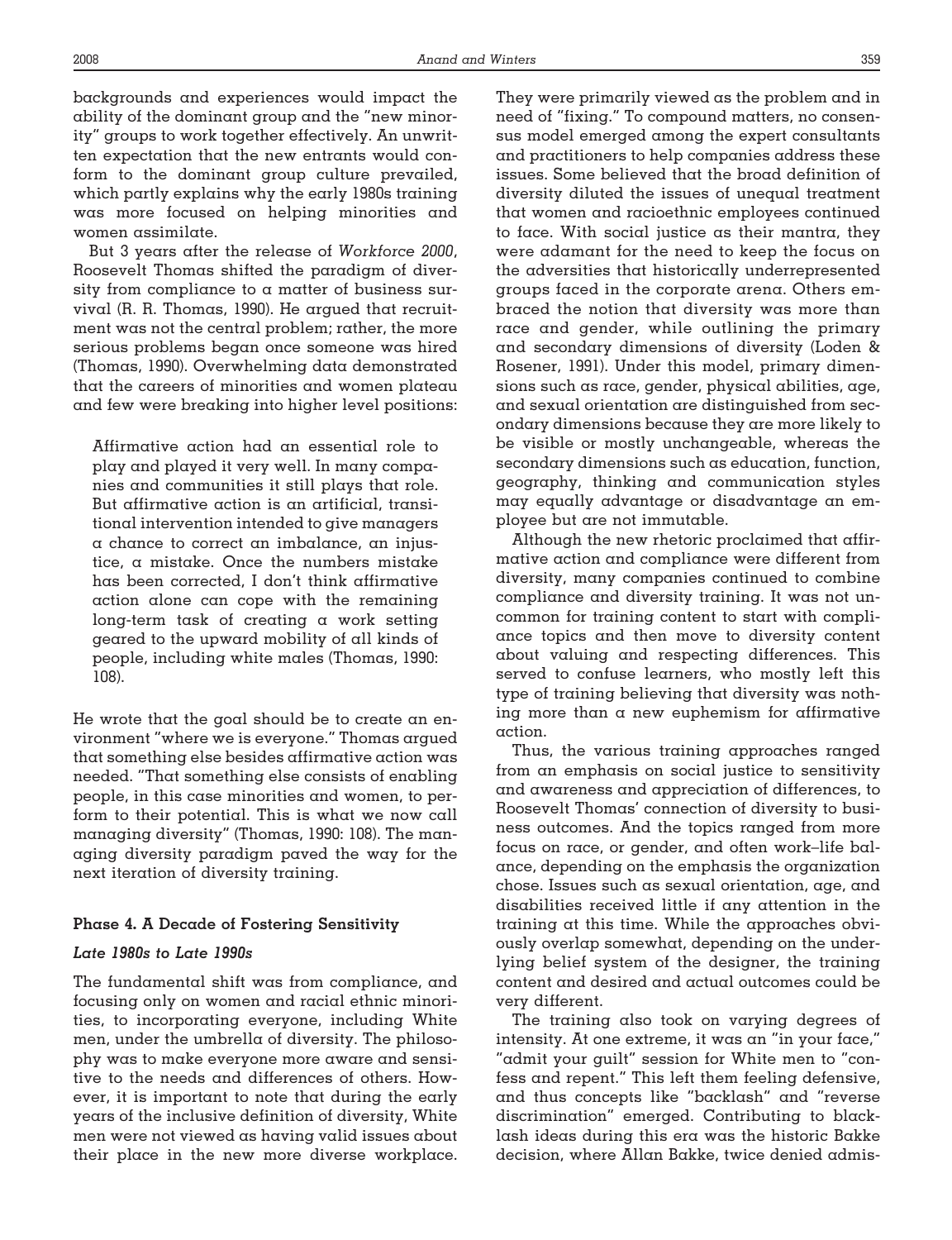backgrounds and experiences would impact the ability of the dominant group and the "new minority" groups to work together effectively. An unwritten expectation that the new entrants would conform to the dominant group culture prevailed, which partly explains why the early 1980s training was more focused on helping minorities and women assimilate.

But 3 years after the release of *Workforce 2000*, Roosevelt Thomas shifted the paradigm of diversity from compliance to a matter of business survival (R. R. Thomas, 1990). He argued that recruitment was not the central problem; rather, the more serious problems began once someone was hired (Thomas, 1990). Overwhelming data demonstrated that the careers of minorities and women plateau and few were breaking into higher level positions:

> Affirmative action had an essential role to play and played it very well. In many companies and communities it still plays that role. But affirmative action is an artificial, transitional intervention intended to give managers a chance to correct an imbalance, an injustice, a mistake. Once the numbers mistake has been corrected, I don't think affirmative action alone can cope with the remaining long-term task of creating a work setting geared to the upward mobility of all kinds of people, including white males (Thomas, 1990: 108).

He wrote that the goal should be to create an environment "where we is everyone." Thomas argued that something else besides affirmative action was needed. "That something else consists of enabling people, in this case minorities and women, to perform to their potential. This is what we now call managing diversity" (Thomas, 1990: 108). The managing diversity paradigm paved the way for the next iteration of diversity training.

### Phase 4. A Decade of Fostering Sensitivity

#### *Late 1980s to Late 1990s*

The fundamental shift was from compliance, and focusing only on women and racial ethnic minorities, to incorporating everyone, including White men, under the umbrella of diversity. The philosophy was to make everyone more aware and sensitive to the needs and differences of others. However, it is important to note that during the early years of the inclusive definition of diversity, White men were not viewed as having valid issues about their place in the new more diverse workplace. They were primarily viewed as the problem and in need of "fixing." To compound matters, no consensus model emerged among the expert consultants and practitioners to help companies address these issues. Some believed that the broad definition of diversity diluted the issues of unequal treatment that women and racioethnic employees continued to face. With social justice as their mantra, they were adamant for the need to keep the focus on the adversities that historically underrepresented groups faced in the corporate arena. Others embraced the notion that diversity was more than race and gender, while outlining the primary and secondary dimensions of diversity (Loden & Rosener, 1991). Under this model, primary dimensions such as race, gender, physical abilities, age, and sexual orientation are distinguished from secondary dimensions because they are more likely to be visible or mostly unchangeable, whereas the secondary dimensions such as education, function, geography, thinking and communication styles may equally advantage or disadvantage an employee but are not immutable.

Although the new rhetoric proclaimed that affirmative action and compliance were different from diversity, many companies continued to combine compliance and diversity training. It was not uncommon for training content to start with compliance topics and then move to diversity content about valuing and respecting differences. This served to confuse learners, who mostly left this type of training believing that diversity was nothing more than a new euphemism for affirmative action.

Thus, the various training approaches ranged from an emphasis on social justice to sensitivity and awareness and appreciation of differences, to Roosevelt Thomas' connection of diversity to business outcomes. And the topics ranged from more focus on race, or gender, and often work–life balance, depending on the emphasis the organization chose. Issues such as sexual orientation, age, and disabilities received little if any attention in the training at this time. While the approaches obviously overlap somewhat, depending on the underlying belief system of the designer, the training content and desired and actual outcomes could be very different.

The training also took on varying degrees of intensity. At one extreme, it was an "in your face," "admit your guilt" session for White men to "confess and repent." This left them feeling defensive, and thus concepts like "backlash" and "reverse discrimination" emerged. Contributing to backlash ideas during this era was the historic Bakke decision, where Allan Bakke, twice denied admis-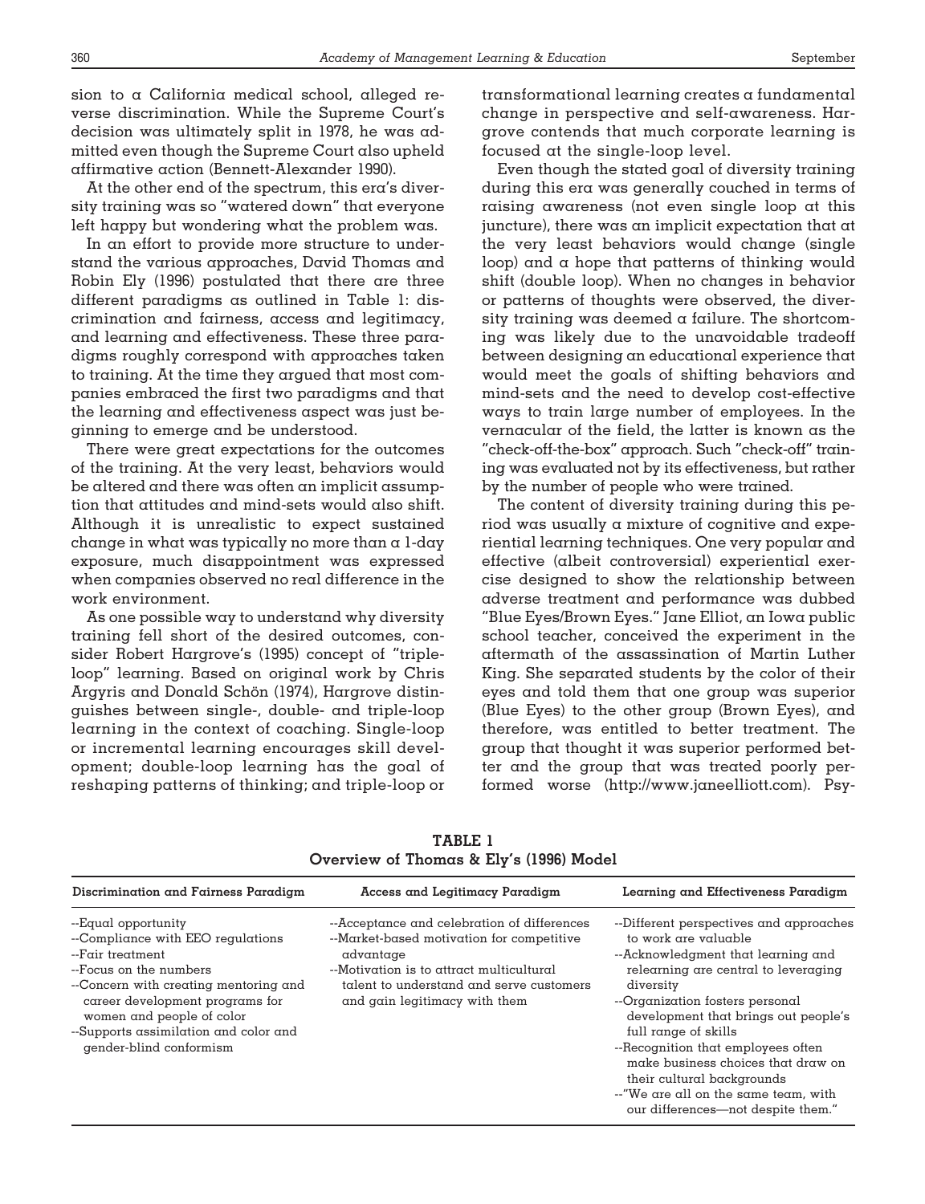sion to a California medical school, alleged reverse discrimination. While the Supreme Court's decision was ultimately split in 1978, he was admitted even though the Supreme Court also upheld affirmative action (Bennett-Alexander 1990).

At the other end of the spectrum, this era's diversity training was so "watered down" that everyone left happy but wondering what the problem was.

In an effort to provide more structure to understand the various approaches, David Thomas and Robin Ely (1996) postulated that there are three different paradigms as outlined in Table 1: discrimination and fairness, access and legitimacy, and learning and effectiveness. These three paradigms roughly correspond with approaches taken to training. At the time they argued that most companies embraced the first two paradigms and that the learning and effectiveness aspect was just beginning to emerge and be understood.

There were great expectations for the outcomes of the training. At the very least, behaviors would be altered and there was often an implicit assumption that attitudes and mind-sets would also shift. Although it is unrealistic to expect sustained change in what was typically no more than a 1-day exposure, much disappointment was expressed when companies observed no real difference in the work environment.

As one possible way to understand why diversity training fell short of the desired outcomes, consider Robert Hargrove's (1995) concept of "triple-loop" learning. Based on original work by Chris Argyris and Donald Schön (1974), Hargrove distinguishes between single-, double- and triple-loop learning in the context of coaching. Single-loop or incremental learning encourages skill development; double-loop learning has the goal of reshaping patterns of thinking; and triple-loop or transformational learning creates a fundamental change in perspective and self-awareness. Hargrove contends that much corporate learning is focused at the single-loop level.

Even though the stated goal of diversity training during this era was generally couched in terms of raising awareness (not even single loop at this juncture), there was an implicit expectation that at the very least behaviors would change (single loop) and a hope that patterns of thinking would shift (double loop). When no changes in behavior or patterns of thoughts were observed, the diversity training was deemed a failure. The shortcoming was likely due to the unavoidable tradeoff between designing an educational experience that would meet the goals of shifting behaviors and mind-sets and the need to develop cost-effective ways to train large number of employees. In the vernacular of the field, the latter is known as the "check-off-the-box" approach. Such "check-off" training was evaluated not by its effectiveness, but rather by the number of people who were trained.

The content of diversity training during this period was usually a mixture of cognitive and experiential learning techniques. One very popular and effective (albeit controversial) experiential exercise designed to show the relationship between adverse treatment and performance was dubbed "Blue Eyes/Brown Eyes." Jane Elliot, an Iowa public school teacher, conceived the experiment in the aftermath of the assassination of Martin Luther King. She separated students by the color of their eyes and told them that one group was superior (Blue Eyes) to the other group (Brown Eyes), and therefore, was entitled to better treatment. The group that thought it was superior performed better and the group that was treated poorly performed worse (http://www.janeelliott.com). Psy-

**TABLE 1**
**Overview of Thomas & Ely's (1996) Model**

| Discrimination and Fairness Paradigm | Access and Legitimacy Paradigm | Learning and Effectiveness Paradigm |
|---|---|---|
| --Equal opportunity<br>--Compliance with EEO regulations<br>--Fair treatment<br>--Focus on the numbers<br>--Concern with creating mentoring and career development programs for women and people of color<br>--Supports assimilation and color and gender-blind conformism | --Acceptance and celebration of differences<br>--Market-based motivation for competitive advantage<br>--Motivation is to attract multicultural talent to understand and serve customers and gain legitimacy with them | --Different perspectives and approaches to work are valuable<br>--Acknowledgment that learning and relearning are central to leveraging diversity<br>--Organization fosters personal development that brings out people's full range of skills<br>--Recognition that employees often make business choices that draw on their cultural backgrounds<br>--"We are all on the same team, with our differences—not despite them." |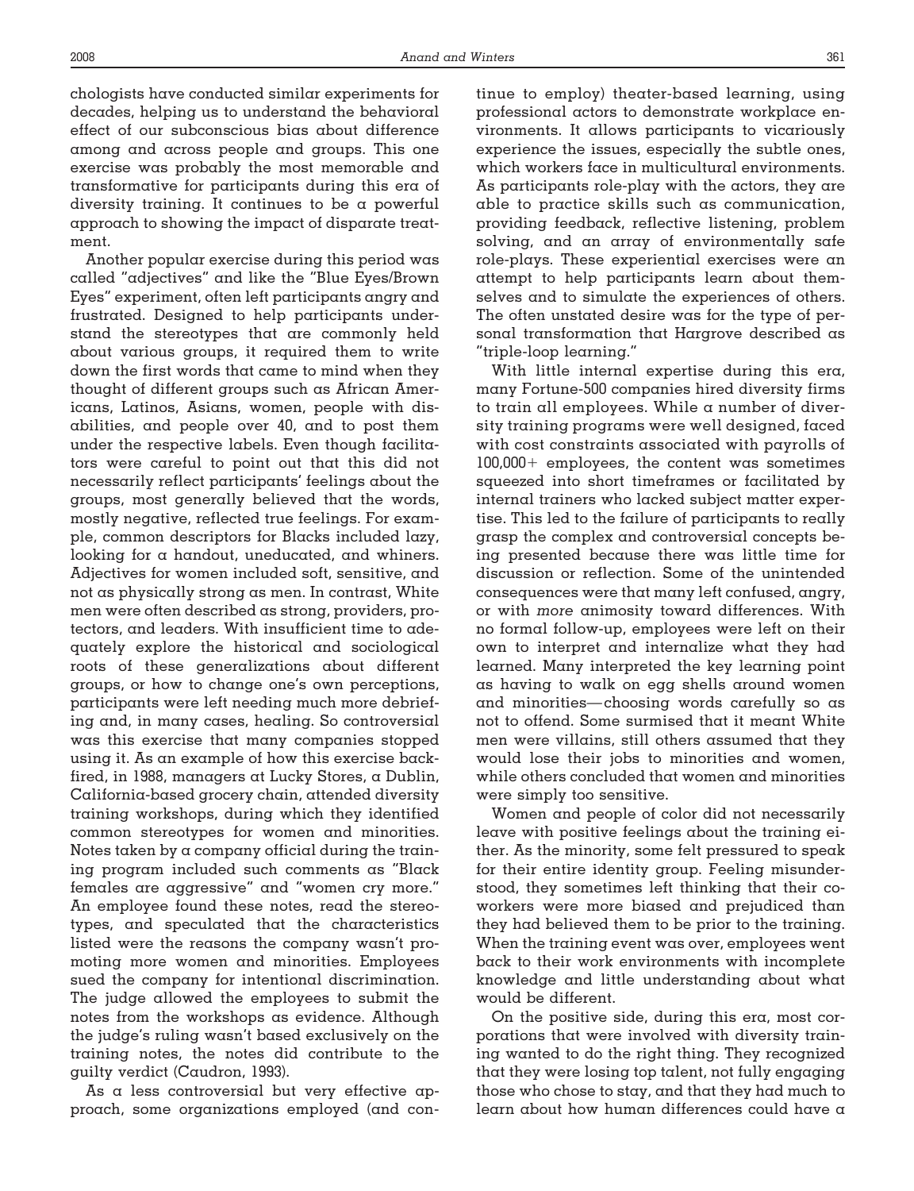chologists have conducted similar experiments for decades, helping us to understand the behavioral effect of our subconscious bias about difference among and across people and groups. This one exercise was probably the most memorable and transformative for participants during this era of diversity training. It continues to be a powerful approach to showing the impact of disparate treatment.

Another popular exercise during this period was called "adjectives" and like the "Blue Eyes/Brown Eyes" experiment, often left participants angry and frustrated. Designed to help participants understand the stereotypes that are commonly held about various groups, it required them to write down the first words that came to mind when they thought of different groups such as African Americans, Latinos, Asians, women, people with disabilities, and people over 40, and to post them under the respective labels. Even though facilitators were careful to point out that this did not necessarily reflect participants' feelings about the groups, most generally believed that the words, mostly negative, reflected true feelings. For example, common descriptors for Blacks included lazy, looking for a handout, uneducated, and whiners. Adjectives for women included soft, sensitive, and not as physically strong as men. In contrast, White men were often described as strong, providers, protectors, and leaders. With insufficient time to adequately explore the historical and sociological roots of these generalizations about different groups, or how to change one's own perceptions, participants were left needing much more debriefing and, in many cases, healing. So controversial was this exercise that many companies stopped using it. As an example of how this exercise backfired, in 1988, managers at Lucky Stores, a Dublin, California-based grocery chain, attended diversity training workshops, during which they identified common stereotypes for women and minorities. Notes taken by a company official during the training program included such comments as "Black females are aggressive" and "women cry more." An employee found these notes, read the stereotypes, and speculated that the characteristics listed were the reasons the company wasn't promoting more women and minorities. Employees sued the company for intentional discrimination. The judge allowed the employees to submit the notes from the workshops as evidence. Although the judge's ruling wasn't based exclusively on the training notes, the notes did contribute to the guilty verdict (Caudron, 1993).

As a less controversial but very effective approach, some organizations employed (and continue to employ) theater-based learning, using professional actors to demonstrate workplace environments. It allows participants to vicariously experience the issues, especially the subtle ones, which workers face in multicultural environments. As participants role-play with the actors, they are able to practice skills such as communication, providing feedback, reflective listening, problem solving, and an array of environmentally safe role-plays. These experiential exercises were an attempt to help participants learn about themselves and to simulate the experiences of others. The often unstated desire was for the type of personal transformation that Hargrove described as "triple-loop learning."

With little internal expertise during this era, many Fortune-500 companies hired diversity firms to train all employees. While a number of diversity training programs were well designed, faced with cost constraints associated with payrolls of 100,000+ employees, the content was sometimes squeezed into short timeframes or facilitated by internal trainers who lacked subject matter expertise. This led to the failure of participants to really grasp the complex and controversial concepts being presented because there was little time for discussion or reflection. Some of the unintended consequences were that many left confused, angry, or with *more* animosity toward differences. With no formal follow-up, employees were left on their own to interpret and internalize what they had learned. Many interpreted the key learning point as having to walk on egg shells around women and minorities—choosing words carefully so as not to offend. Some surmised that it meant White men were villains, still others assumed that they would lose their jobs to minorities and women, while others concluded that women and minorities were simply too sensitive.

Women and people of color did not necessarily leave with positive feelings about the training either. As the minority, some felt pressured to speak for their entire identity group. Feeling misunderstood, they sometimes left thinking that their coworkers were more biased and prejudiced than they had believed them to be prior to the training. When the training event was over, employees went back to their work environments with incomplete knowledge and little understanding about what would be different.

On the positive side, during this era, most corporations that were involved with diversity training wanted to do the right thing. They recognized that they were losing top talent, not fully engaging those who chose to stay, and that they had much to learn about how human differences could have a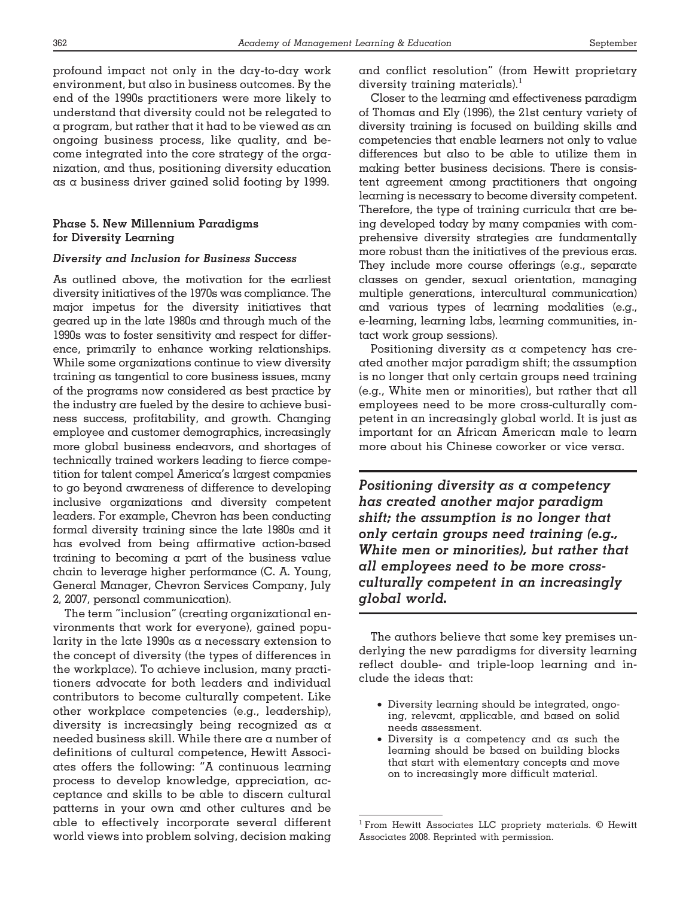profound impact not only in the day-to-day work environment, but also in business outcomes. By the end of the 1990s practitioners were more likely to understand that diversity could not be relegated to a program, but rather that it had to be viewed as an ongoing business process, like quality, and become integrated into the core strategy of the organization, and thus, positioning diversity education as a business driver gained solid footing by 1999.

### Phase 5. New Millennium Paradigms for Diversity Learning

#### *Diversity and Inclusion for Business Success*

As outlined above, the motivation for the earliest diversity initiatives of the 1970s was compliance. The major impetus for the diversity initiatives that geared up in the late 1980s and through much of the 1990s was to foster sensitivity and respect for difference, primarily to enhance working relationships. While some organizations continue to view diversity training as tangential to core business issues, many of the programs now considered as best practice by the industry are fueled by the desire to achieve business success, profitability, and growth. Changing employee and customer demographics, increasingly more global business endeavors, and shortages of technically trained workers leading to fierce competition for talent compel America's largest companies to go beyond awareness of difference to developing inclusive organizations and diversity competent leaders. For example, Chevron has been conducting formal diversity training since the late 1980s and it has evolved from being affirmative action-based training to becoming a part of the business value chain to leverage higher performance (C. A. Young, General Manager, Chevron Services Company, July 2, 2007, personal communication).

The term "inclusion" (creating organizational environments that work for everyone), gained popularity in the late 1990s as a necessary extension to the concept of diversity (the types of differences in the workplace). To achieve inclusion, many practitioners advocate for both leaders and individual contributors to become culturally competent. Like other workplace competencies (e.g., leadership), diversity is increasingly being recognized as a needed business skill. While there are a number of definitions of cultural competence, Hewitt Associates offers the following: "A continuous learning process to develop knowledge, appreciation, acceptance and skills to be able to discern cultural patterns in your own and other cultures and be able to effectively incorporate several different world views into problem solving, decision making and conflict resolution" (from Hewitt proprietary diversity training materials).[1]

Closer to the learning and effectiveness paradigm of Thomas and Ely (1996), the 21st century variety of diversity training is focused on building skills and competencies that enable learners not only to value differences but also to be able to utilize them in making better business decisions. There is consistent agreement among practitioners that ongoing learning is necessary to become diversity competent. Therefore, the type of training curricula that are being developed today by many companies with comprehensive diversity strategies are fundamentally more robust than the initiatives of the previous eras. They include more course offerings (e.g., separate classes on gender, sexual orientation, managing multiple generations, intercultural communication) and various types of learning modalities (e.g., e-learning, learning labs, learning communities, intact work group sessions).

Positioning diversity as a competency has created another major paradigm shift; the assumption is no longer that only certain groups need training (e.g., White men or minorities), but rather that all employees need to be more cross-culturally competent in an increasingly global world. It is just as important for an African American male to learn more about his Chinese coworker or vice versa.

***Positioning diversity as a competency has created another major paradigm shift; the assumption is no longer that only certain groups need training (e.g., White men or minorities), but rather that all employees need to be more cross-culturally competent in an increasingly global world.***

The authors believe that some key premises underlying the new paradigms for diversity learning reflect double- and triple-loop learning and include the ideas that:

- Diversity learning should be integrated, ongoing, relevant, applicable, and based on solid needs assessment.
- Diversity is a competency and as such the learning should be based on building blocks that start with elementary concepts and move on to increasingly more difficult material.

[1] From Hewitt Associates LLC propriety materials. © Hewitt Associates 2008. Reprinted with permission.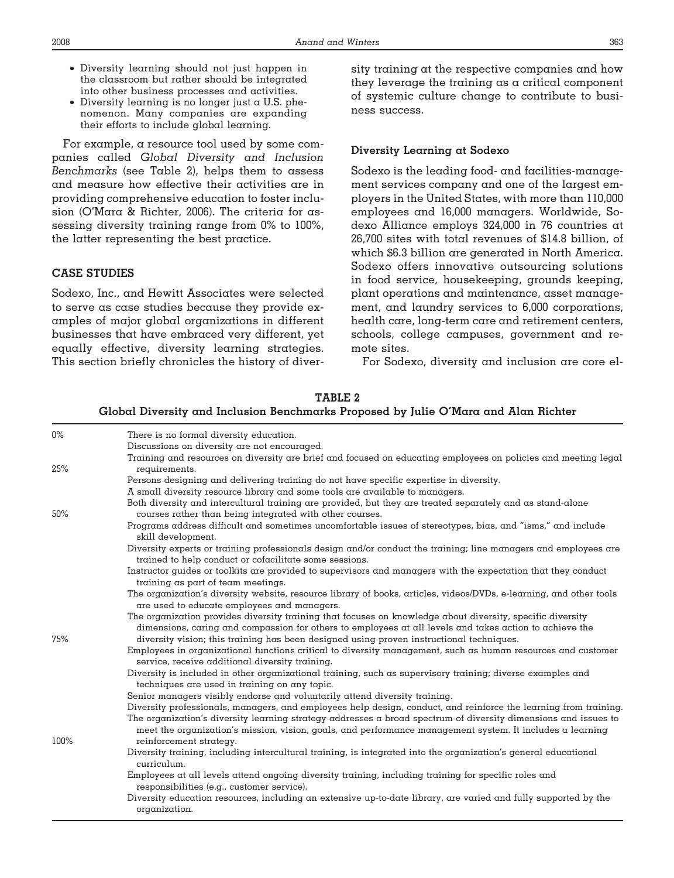- Diversity learning should not just happen in the classroom but rather should be integrated into other business processes and activities.
- Diversity learning is no longer just a U.S. phenomenon. Many companies are expanding their efforts to include global learning.

For example, a resource tool used by some companies called *Global Diversity and Inclusion Benchmarks* (see Table 2), helps them to assess and measure how effective their activities are in providing comprehensive education to foster inclusion (O'Mara & Richter, 2006). The criteria for assessing diversity training range from 0% to 100%, the latter representing the best practice.

## CASE STUDIES

Sodexo, Inc., and Hewitt Associates were selected to serve as case studies because they provide examples of major global organizations in different businesses that have embraced very different, yet equally effective, diversity learning strategies. This section briefly chronicles the history of diversity training at the respective companies and how they leverage the training as a critical component of systemic culture change to contribute to business success.

### Diversity Learning at Sodexo

Sodexo is the leading food- and facilities-management services company and one of the largest employers in the United States, with more than 110,000 employees and 16,000 managers. Worldwide, Sodexo Alliance employs 324,000 in 76 countries at 26,700 sites with total revenues of $14.8 billion, of which $6.3 billion are generated in North America. Sodexo offers innovative outsourcing solutions in food service, housekeeping, grounds keeping, plant operations and maintenance, asset management, and laundry services to 6,000 corporations, health care, long-term care and retirement centers, schools, college campuses, government and remote sites.

For Sodexo, diversity and inclusion are core el-

**TABLE 2**
**Global Diversity and Inclusion Benchmarks Proposed by Julie O'Mara and Alan Richter**

| Level | Benchmark |
|---|---|
| 0% | There is no formal diversity education. |
| | Discussions on diversity are not encouraged. |
| 25% | Training and resources on diversity are brief and focused on educating employees on policies and meeting legal requirements. |
| | Persons designing and delivering training do not have specific expertise in diversity. |
| | A small diversity resource library and some tools are available to managers. |
| 50% | Both diversity and intercultural training are provided, but they are treated separately and as stand-alone courses rather than being integrated with other courses. |
| | Programs address difficult and sometimes uncomfortable issues of stereotypes, bias, and "isms," and include skill development. |
| | Diversity experts or training professionals design and/or conduct the training; line managers and employees are trained to help conduct or cofacilitate some sessions. |
| | Instructor guides or toolkits are provided to supervisors and managers with the expectation that they conduct training as part of team meetings. |
| | The organization's diversity website, resource library of books, articles, videos/DVDs, e-learning, and other tools are used to educate employees and managers. |
| 75% | The organization provides diversity training that focuses on knowledge about diversity, specific diversity dimensions, caring and compassion for others to employees at all levels and takes action to achieve the diversity vision; this training has been designed using proven instructional techniques. |
| | Employees in organizational functions critical to diversity management, such as human resources and customer service, receive additional diversity training. |
| | Diversity is included in other organizational training, such as supervisory training; diverse examples and techniques are used in training on any topic. |
| | Senior managers visibly endorse and voluntarily attend diversity training. |
| 100% | Diversity professionals, managers, and employees help design, conduct, and reinforce the learning from training. |
| | The organization's diversity learning strategy addresses a broad spectrum of diversity dimensions and issues to meet the organization's mission, vision, goals, and performance management system. It includes a learning reinforcement strategy. |
| | Diversity training, including intercultural training, is integrated into the organization's general educational curriculum. |
| | Employees at all levels attend ongoing diversity training, including training for specific roles and responsibilities (e.g., customer service). |
| | Diversity education resources, including an extensive up-to-date library, are varied and fully supported by the organization. |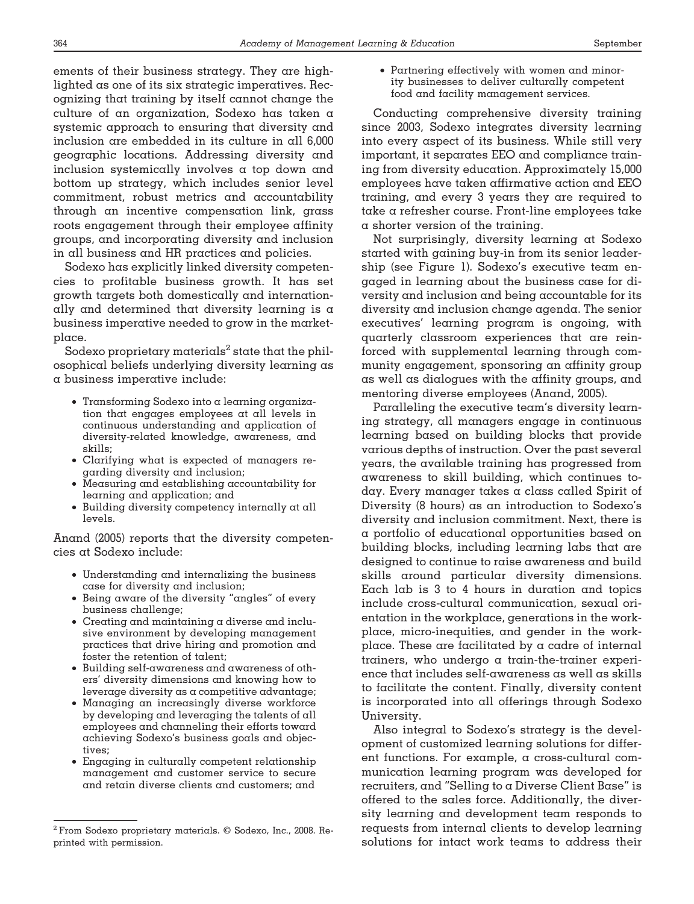ements of their business strategy. They are highlighted as one of its six strategic imperatives. Recognizing that training by itself cannot change the culture of an organization, Sodexo has taken a systemic approach to ensuring that diversity and inclusion are embedded in its culture in all 6,000 geographic locations. Addressing diversity and inclusion systemically involves a top down and bottom up strategy, which includes senior level commitment, robust metrics and accountability through an incentive compensation link, grass roots engagement through their employee affinity groups, and incorporating diversity and inclusion in all business and HR practices and policies.

Sodexo has explicitly linked diversity competencies to profitable business growth. It has set growth targets both domestically and internationally and determined that diversity learning is a business imperative needed to grow in the marketplace.

Sodexo proprietary materials[2] state that the philosophical beliefs underlying diversity learning as a business imperative include:

- Transforming Sodexo into a learning organization that engages employees at all levels in continuous understanding and application of diversity-related knowledge, awareness, and skills;
- Clarifying what is expected of managers regarding diversity and inclusion;
- Measuring and establishing accountability for learning and application; and
- Building diversity competency internally at all levels.

Anand (2005) reports that the diversity competencies at Sodexo include:

- Understanding and internalizing the business case for diversity and inclusion;
- Being aware of the diversity "angles" of every business challenge;
- Creating and maintaining a diverse and inclusive environment by developing management practices that drive hiring and promotion and foster the retention of talent;
- Building self-awareness and awareness of others' diversity dimensions and knowing how to leverage diversity as a competitive advantage;
- Managing an increasingly diverse workforce by developing and leveraging the talents of all employees and channeling their efforts toward achieving Sodexo's business goals and objectives;
- Engaging in culturally competent relationship management and customer service to secure and retain diverse clients and customers; and
- Partnering effectively with women and minority businesses to deliver culturally competent food and facility management services.

Conducting comprehensive diversity training since 2003, Sodexo integrates diversity learning into every aspect of its business. While still very important, it separates EEO and compliance training from diversity education. Approximately 15,000 employees have taken affirmative action and EEO training, and every 3 years they are required to take a refresher course. Front-line employees take a shorter version of the training.

Not surprisingly, diversity learning at Sodexo started with gaining buy-in from its senior leadership (see Figure 1). Sodexo's executive team engaged in learning about the business case for diversity and inclusion and being accountable for its diversity and inclusion change agenda. The senior executives' learning program is ongoing, with quarterly classroom experiences that are reinforced with supplemental learning through community engagement, sponsoring an affinity group as well as dialogues with the affinity groups, and mentoring diverse employees (Anand, 2005).

Paralleling the executive team's diversity learning strategy, all managers engage in continuous learning based on building blocks that provide various depths of instruction. Over the past several years, the available training has progressed from awareness to skill building, which continues today. Every manager takes a class called Spirit of Diversity (8 hours) as an introduction to Sodexo's diversity and inclusion commitment. Next, there is a portfolio of educational opportunities based on building blocks, including learning labs that are designed to continue to raise awareness and build skills around particular diversity dimensions. Each lab is 3 to 4 hours in duration and topics include cross-cultural communication, sexual orientation in the workplace, generations in the workplace, micro-inequities, and gender in the workplace. These are facilitated by a cadre of internal trainers, who undergo a train-the-trainer experience that includes self-awareness as well as skills to facilitate the content. Finally, diversity content is incorporated into all offerings through Sodexo University.

Also integral to Sodexo's strategy is the development of customized learning solutions for different functions. For example, a cross-cultural communication learning program was developed for recruiters, and "Selling to a Diverse Client Base" is offered to the sales force. Additionally, the diversity learning and development team responds to requests from internal clients to develop learning solutions for intact work teams to address their

---

[2] From Sodexo proprietary materials. © Sodexo, Inc., 2008. Reprinted with permission.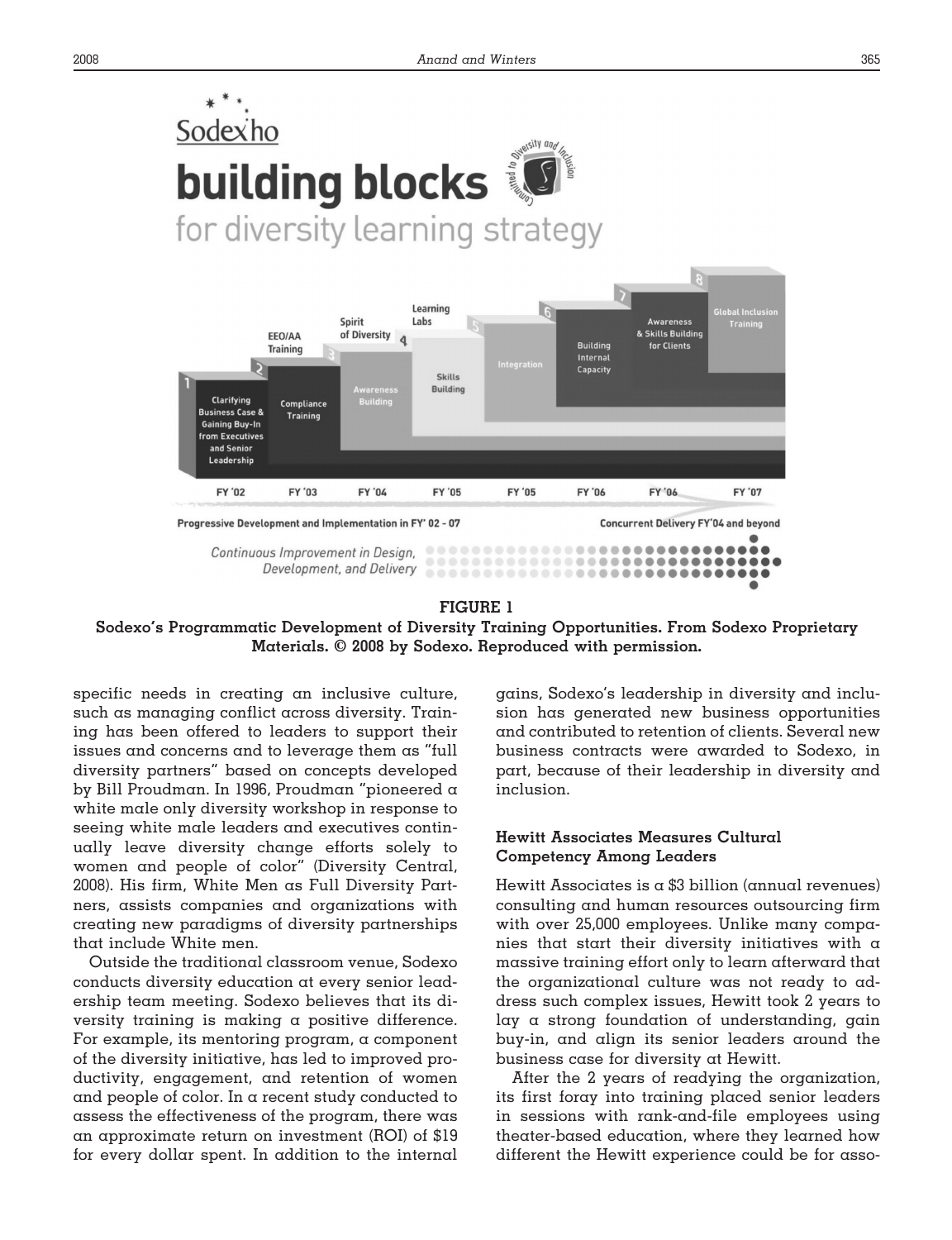**FIGURE 1**
**Sodexo's Programmatic Development of Diversity Training Opportunities. From Sodexo Proprietary Materials. © 2008 by Sodexo. Reproduced with permission.**

specific needs in creating an inclusive culture, such as managing conflict across diversity. Training has been offered to leaders to support their issues and concerns and to leverage them as "full diversity partners" based on concepts developed by Bill Proudman. In 1996, Proudman "pioneered a white male only diversity workshop in response to seeing white male leaders and executives continually leave diversity change efforts solely to women and people of color" (Diversity Central, 2008). His firm, White Men as Full Diversity Partners, assists companies and organizations with creating new paradigms of diversity partnerships that include White men.

Outside the traditional classroom venue, Sodexo conducts diversity education at every senior leadership team meeting. Sodexo believes that its diversity training is making a positive difference. For example, its mentoring program, a component of the diversity initiative, has led to improved productivity, engagement, and retention of women and people of color. In a recent study conducted to assess the effectiveness of the program, there was an approximate return on investment (ROI) of $19 for every dollar spent. In addition to the internal gains, Sodexo's leadership in diversity and inclusion has generated new business opportunities and contributed to retention of clients. Several new business contracts were awarded to Sodexo, in part, because of their leadership in diversity and inclusion.

### Hewitt Associates Measures Cultural Competency Among Leaders

Hewitt Associates is a $3 billion (annual revenues) consulting and human resources outsourcing firm with over 25,000 employees. Unlike many companies that start their diversity initiatives with a massive training effort only to learn afterward that the organizational culture was not ready to address such complex issues, Hewitt took 2 years to lay a strong foundation of understanding, gain buy-in, and align its senior leaders around the business case for diversity at Hewitt.

After the 2 years of readying the organization, its first foray into training placed senior leaders in sessions with rank-and-file employees using theater-based education, where they learned how different the Hewitt experience could be for asso-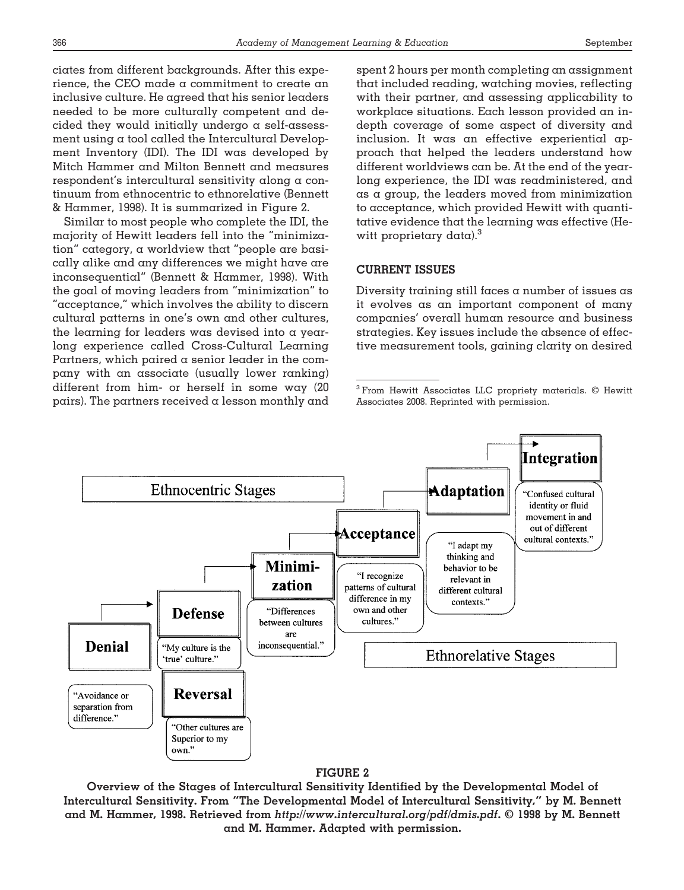ciates from different backgrounds. After this experience, the CEO made a commitment to create an inclusive culture. He agreed that his senior leaders needed to be more culturally competent and decided they would initially undergo a self-assessment using a tool called the Intercultural Development Inventory (IDI). The IDI was developed by Mitch Hammer and Milton Bennett and measures respondent's intercultural sensitivity along a continuum from ethnocentric to ethnorelative (Bennett & Hammer, 1998). It is summarized in Figure 2.

Similar to most people who complete the IDI, the majority of Hewitt leaders fell into the "minimization" category, a worldview that "people are basically alike and any differences we might have are inconsequential" (Bennett & Hammer, 1998). With the goal of moving leaders from "minimization" to "acceptance," which involves the ability to discern cultural patterns in one's own and other cultures, the learning for leaders was devised into a year-long experience called Cross-Cultural Learning Partners, which paired a senior leader in the company with an associate (usually lower ranking) different from him- or herself in some way (20 pairs). The partners received a lesson monthly and spent 2 hours per month completing an assignment that included reading, watching movies, reflecting with their partner, and assessing applicability to workplace situations. Each lesson provided an in-depth coverage of some aspect of diversity and inclusion. It was an effective experiential approach that helped the leaders understand how different worldviews can be. At the end of the year-long experience, the IDI was readministered, and as a group, the leaders moved from minimization to acceptance, which provided Hewitt with quantitative evidence that the learning was effective (Hewitt proprietary data).[3]

## CURRENT ISSUES

Diversity training still faces a number of issues as it evolves as an important component of many companies' overall human resource and business strategies. Key issues include the absence of effective measurement tools, gaining clarity on desired

[3] From Hewitt Associates LLC propriety materials. © Hewitt Associates 2008. Reprinted with permission.

Ethnocentric Stages

- **Denial** — "Avoidance or separation from difference."
- **Defense** — "My culture is the 'true' culture."
- **Reversal** — "Other cultures are Superior to my own."
- **Minimization** — "Differences between cultures are inconsequential."

Ethnorelative Stages

- **Acceptance** — "I recognize patterns of cultural difference in my own and other cultures."
- **Adaptation** — "I adapt my thinking and behavior to be relevant in different cultural contexts."
- **Integration** — "Confused cultural identity or fluid movement in and out of different cultural contexts."

**FIGURE 2**

**Overview of the Stages of Intercultural Sensitivity Identified by the Developmental Model of Intercultural Sensitivity. From "The Developmental Model of Intercultural Sensitivity," by M. Bennett and M. Hammer, 1998. Retrieved from *http://www.intercultural.org/pdf/dmis.pdf*. © 1998 by M. Bennett and M. Hammer. Adapted with permission.**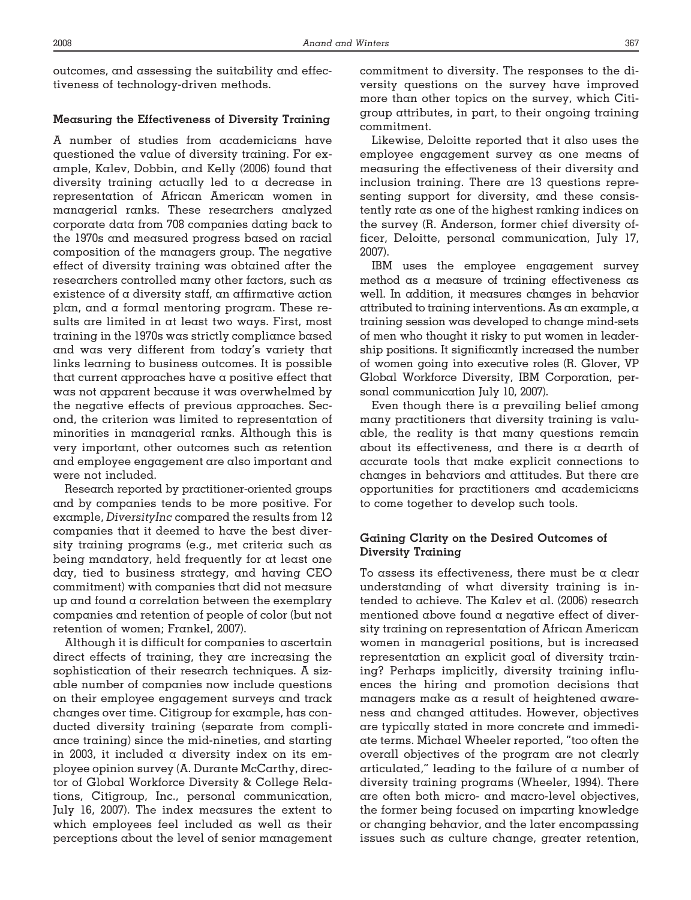outcomes, and assessing the suitability and effectiveness of technology-driven methods.

### Measuring the Effectiveness of Diversity Training

A number of studies from academicians have questioned the value of diversity training. For example, Kalev, Dobbin, and Kelly (2006) found that diversity training actually led to a decrease in representation of African American women in managerial ranks. These researchers analyzed corporate data from 708 companies dating back to the 1970s and measured progress based on racial composition of the managers group. The negative effect of diversity training was obtained after the researchers controlled many other factors, such as existence of a diversity staff, an affirmative action plan, and a formal mentoring program. These results are limited in at least two ways. First, most training in the 1970s was strictly compliance based and was very different from today's variety that links learning to business outcomes. It is possible that current approaches have a positive effect that was not apparent because it was overwhelmed by the negative effects of previous approaches. Second, the criterion was limited to representation of minorities in managerial ranks. Although this is very important, other outcomes such as retention and employee engagement are also important and were not included.

Research reported by practitioner-oriented groups and by companies tends to be more positive. For example, *DiversityInc* compared the results from 12 companies that it deemed to have the best diversity training programs (e.g., met criteria such as being mandatory, held frequently for at least one day, tied to business strategy, and having CEO commitment) with companies that did not measure up and found a correlation between the exemplary companies and retention of people of color (but not retention of women; Frankel, 2007).

Although it is difficult for companies to ascertain direct effects of training, they are increasing the sophistication of their research techniques. A sizable number of companies now include questions on their employee engagement surveys and track changes over time. Citigroup for example, has conducted diversity training (separate from compliance training) since the mid-nineties, and starting in 2003, it included a diversity index on its employee opinion survey (A. Durante McCarthy, director of Global Workforce Diversity & College Relations, Citigroup, Inc., personal communication, July 16, 2007). The index measures the extent to which employees feel included as well as their perceptions about the level of senior management commitment to diversity. The responses to the diversity questions on the survey have improved more than other topics on the survey, which Citigroup attributes, in part, to their ongoing training commitment.

Likewise, Deloitte reported that it also uses the employee engagement survey as one means of measuring the effectiveness of their diversity and inclusion training. There are 13 questions representing support for diversity, and these consistently rate as one of the highest ranking indices on the survey (R. Anderson, former chief diversity officer, Deloitte, personal communication, July 17, 2007).

IBM uses the employee engagement survey method as a measure of training effectiveness as well. In addition, it measures changes in behavior attributed to training interventions. As an example, a training session was developed to change mind-sets of men who thought it risky to put women in leadership positions. It significantly increased the number of women going into executive roles (R. Glover, VP Global Workforce Diversity, IBM Corporation, personal communication July 10, 2007).

Even though there is a prevailing belief among many practitioners that diversity training is valuable, the reality is that many questions remain about its effectiveness, and there is a dearth of accurate tools that make explicit connections to changes in behaviors and attitudes. But there are opportunities for practitioners and academicians to come together to develop such tools.

### Gaining Clarity on the Desired Outcomes of Diversity Training

To assess its effectiveness, there must be a clear understanding of what diversity training is intended to achieve. The Kalev et al. (2006) research mentioned above found a negative effect of diversity training on representation of African American women in managerial positions, but is increased representation an explicit goal of diversity training? Perhaps implicitly, diversity training influences the hiring and promotion decisions that managers make as a result of heightened awareness and changed attitudes. However, objectives are typically stated in more concrete and immediate terms. Michael Wheeler reported, "too often the overall objectives of the program are not clearly articulated," leading to the failure of a number of diversity training programs (Wheeler, 1994). There are often both micro- and macro-level objectives, the former being focused on imparting knowledge or changing behavior, and the later encompassing issues such as culture change, greater retention,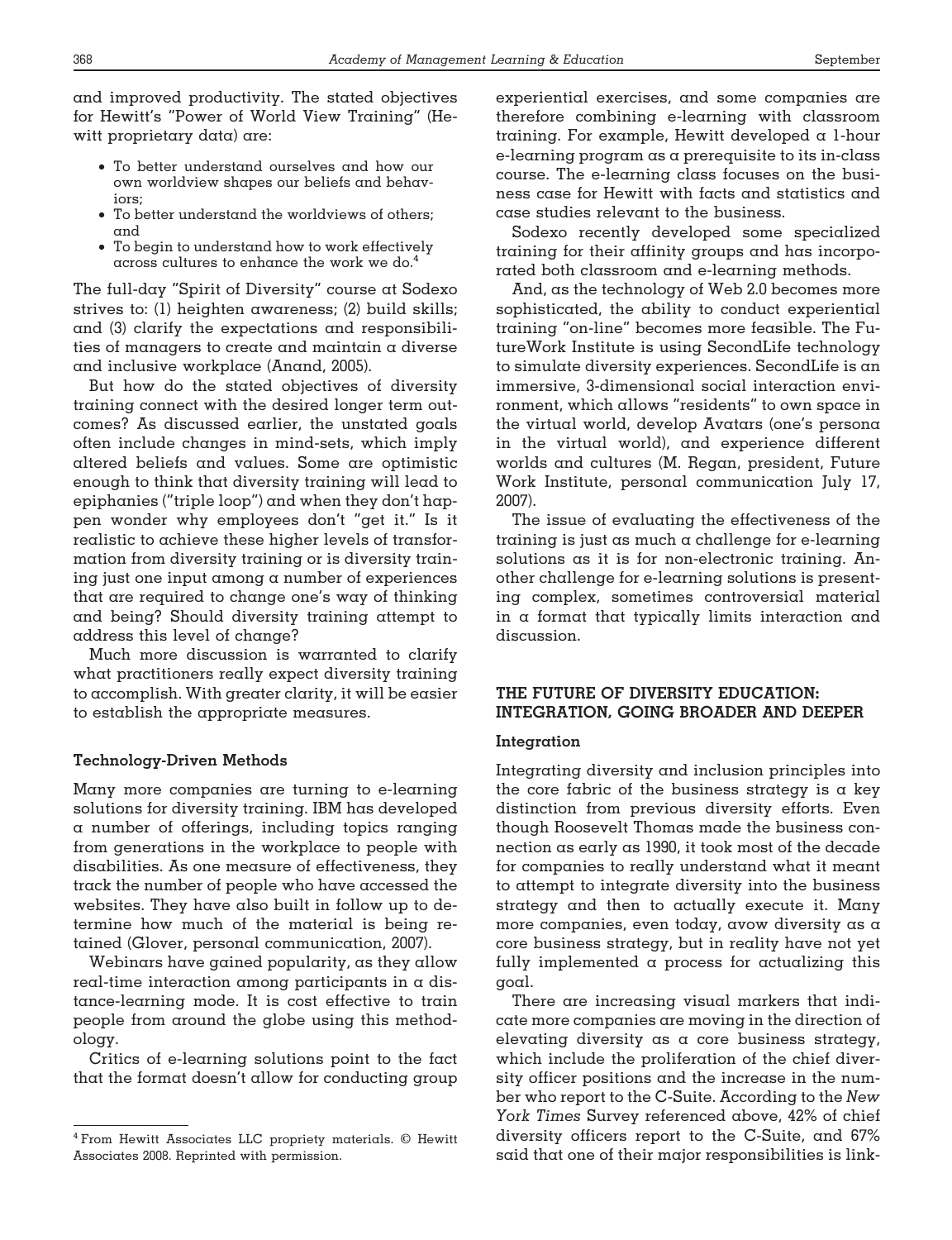and improved productivity. The stated objectives for Hewitt's "Power of World View Training" (Hewitt proprietary data) are:

- To better understand ourselves and how our own worldview shapes our beliefs and behaviors;
- To better understand the worldviews of others; and
- To begin to understand how to work effectively across cultures to enhance the work we do.[4]

The full-day "Spirit of Diversity" course at Sodexo strives to: (1) heighten awareness; (2) build skills; and (3) clarify the expectations and responsibilities of managers to create and maintain a diverse and inclusive workplace (Anand, 2005).

But how do the stated objectives of diversity training connect with the desired longer term outcomes? As discussed earlier, the unstated goals often include changes in mind-sets, which imply altered beliefs and values. Some are optimistic enough to think that diversity training will lead to epiphanies ("triple loop") and when they don't happen wonder why employees don't "get it." Is it realistic to achieve these higher levels of transformation from diversity training or is diversity training just one input among a number of experiences that are required to change one's way of thinking and being? Should diversity training attempt to address this level of change?

Much more discussion is warranted to clarify what practitioners really expect diversity training to accomplish. With greater clarity, it will be easier to establish the appropriate measures.

### Technology-Driven Methods

Many more companies are turning to e-learning solutions for diversity training. IBM has developed a number of offerings, including topics ranging from generations in the workplace to people with disabilities. As one measure of effectiveness, they track the number of people who have accessed the websites. They have also built in follow up to determine how much of the material is being retained (Glover, personal communication, 2007).

Webinars have gained popularity, as they allow real-time interaction among participants in a distance-learning mode. It is cost effective to train people from around the globe using this methodology.

Critics of e-learning solutions point to the fact that the format doesn't allow for conducting group experiential exercises, and some companies are therefore combining e-learning with classroom training. For example, Hewitt developed a 1-hour e-learning program as a prerequisite to its in-class course. The e-learning class focuses on the business case for Hewitt with facts and statistics and case studies relevant to the business.

Sodexo recently developed some specialized training for their affinity groups and has incorporated both classroom and e-learning methods.

And, as the technology of Web 2.0 becomes more sophisticated, the ability to conduct experiential training "on-line" becomes more feasible. The FutureWork Institute is using SecondLife technology to simulate diversity experiences. SecondLife is an immersive, 3-dimensional social interaction environment, which allows "residents" to own space in the virtual world, develop Avatars (one's persona in the virtual world), and experience different worlds and cultures (M. Regan, president, Future Work Institute, personal communication July 17, 2007).

The issue of evaluating the effectiveness of the training is just as much a challenge for e-learning solutions as it is for non-electronic training. Another challenge for e-learning solutions is presenting complex, sometimes controversial material in a format that typically limits interaction and discussion.

## THE FUTURE OF DIVERSITY EDUCATION: INTEGRATION, GOING BROADER AND DEEPER

### Integration

Integrating diversity and inclusion principles into the core fabric of the business strategy is a key distinction from previous diversity efforts. Even though Roosevelt Thomas made the business connection as early as 1990, it took most of the decade for companies to really understand what it meant to attempt to integrate diversity into the business strategy and then to actually execute it. Many more companies, even today, avow diversity as a core business strategy, but in reality have not yet fully implemented a process for actualizing this goal.

There are increasing visual markers that indicate more companies are moving in the direction of elevating diversity as a core business strategy, which include the proliferation of the chief diversity officer positions and the increase in the number who report to the C-Suite. According to the *New York Times* Survey referenced above, 42% of chief diversity officers report to the C-Suite, and 67% said that one of their major responsibilities is link-

[4] From Hewitt Associates LLC propriety materials. © Hewitt Associates 2008. Reprinted with permission.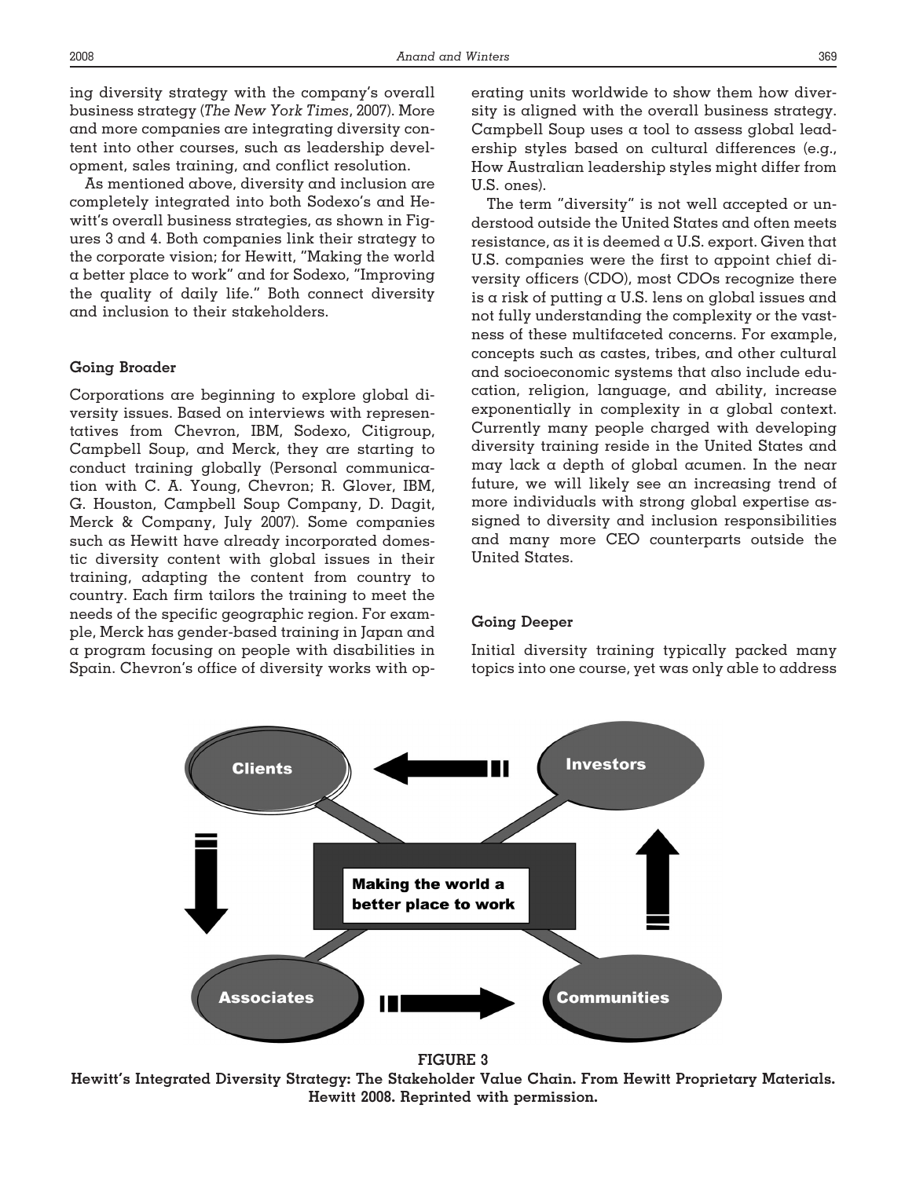ing diversity strategy with the company's overall business strategy (*The New York Times*, 2007). More and more companies are integrating diversity content into other courses, such as leadership development, sales training, and conflict resolution.

As mentioned above, diversity and inclusion are completely integrated into both Sodexo's and Hewitt's overall business strategies, as shown in Figures 3 and 4. Both companies link their strategy to the corporate vision; for Hewitt, "Making the world a better place to work" and for Sodexo, "Improving the quality of daily life." Both connect diversity and inclusion to their stakeholders.

### Going Broader

Corporations are beginning to explore global diversity issues. Based on interviews with representatives from Chevron, IBM, Sodexo, Citigroup, Campbell Soup, and Merck, they are starting to conduct training globally (Personal communication with C. A. Young, Chevron; R. Glover, IBM, G. Houston, Campbell Soup Company, D. Dagit, Merck & Company, July 2007). Some companies such as Hewitt have already incorporated domestic diversity content with global issues in their training, adapting the content from country to country. Each firm tailors the training to meet the needs of the specific geographic region. For example, Merck has gender-based training in Japan and a program focusing on people with disabilities in Spain. Chevron's office of diversity works with operating units worldwide to show them how diversity is aligned with the overall business strategy. Campbell Soup uses a tool to assess global leadership styles based on cultural differences (e.g., How Australian leadership styles might differ from U.S. ones).

The term "diversity" is not well accepted or understood outside the United States and often meets resistance, as it is deemed a U.S. export. Given that U.S. companies were the first to appoint chief diversity officers (CDO), most CDOs recognize there is a risk of putting a U.S. lens on global issues and not fully understanding the complexity or the vastness of these multifaceted concerns. For example, concepts such as castes, tribes, and other cultural and socioeconomic systems that also include education, religion, language, and ability, increase exponentially in complexity in a global context. Currently many people charged with developing diversity training reside in the United States and may lack a depth of global acumen. In the near future, we will likely see an increasing trend of more individuals with strong global expertise assigned to diversity and inclusion responsibilities and many more CEO counterparts outside the United States.

### Going Deeper

Initial diversity training typically packed many topics into one course, yet was only able to address

**FIGURE 3**
**Hewitt's Integrated Diversity Strategy: The Stakeholder Value Chain. From Hewitt Proprietary Materials. Hewitt 2008. Reprinted with permission.**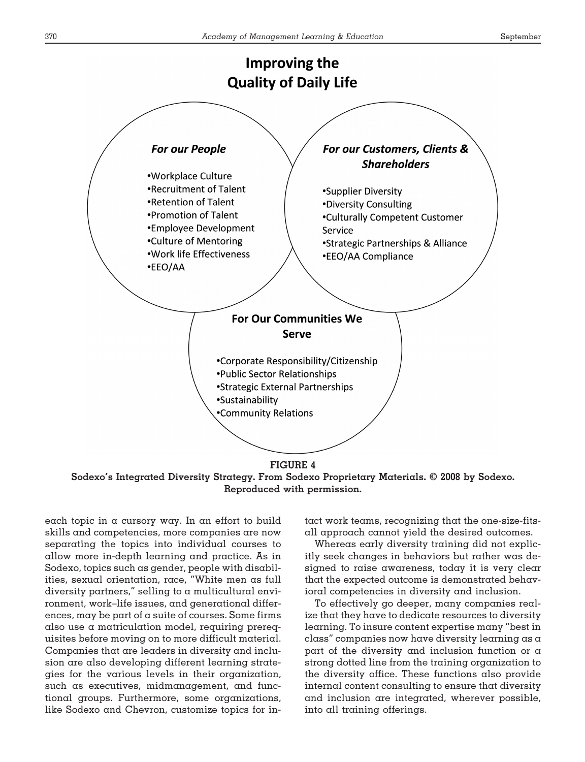**Improving the Quality of Daily Life**

*For our People*

- Workplace Culture
- Recruitment of Talent
- Retention of Talent
- Promotion of Talent
- Employee Development
- Culture of Mentoring
- Work life Effectiveness
- EEO/AA

*For our Customers, Clients & Shareholders*

- Supplier Diversity
- Diversity Consulting
- Culturally Competent Customer Service
- Strategic Partnerships & Alliance
- EEO/AA Compliance

**For Our Communities We Serve**

- Corporate Responsibility/Citizenship
- Public Sector Relationships
- Strategic External Partnerships
- Sustainability
- Community Relations

**FIGURE 4**
**Sodexo's Integrated Diversity Strategy. From Sodexo Proprietary Materials. © 2008 by Sodexo. Reproduced with permission.**

each topic in a cursory way. In an effort to build skills and competencies, more companies are now separating the topics into individual courses to allow more in-depth learning and practice. As in Sodexo, topics such as gender, people with disabilities, sexual orientation, race, "White men as full diversity partners," selling to a multicultural environment, work–life issues, and generational differences, may be part of a suite of courses. Some firms also use a matriculation model, requiring prerequisites before moving on to more difficult material. Companies that are leaders in diversity and inclusion are also developing different learning strategies for the various levels in their organization, such as executives, midmanagement, and functional groups. Furthermore, some organizations, like Sodexo and Chevron, customize topics for intact work teams, recognizing that the one-size-fits-all approach cannot yield the desired outcomes.

Whereas early diversity training did not explicitly seek changes in behaviors but rather was designed to raise awareness, today it is very clear that the expected outcome is demonstrated behavioral competencies in diversity and inclusion.

To effectively go deeper, many companies realize that they have to dedicate resources to diversity learning. To insure content expertise many "best in class" companies now have diversity learning as a part of the diversity and inclusion function or a strong dotted line from the training organization to the diversity office. These functions also provide internal content consulting to ensure that diversity and inclusion are integrated, wherever possible, into all training offerings.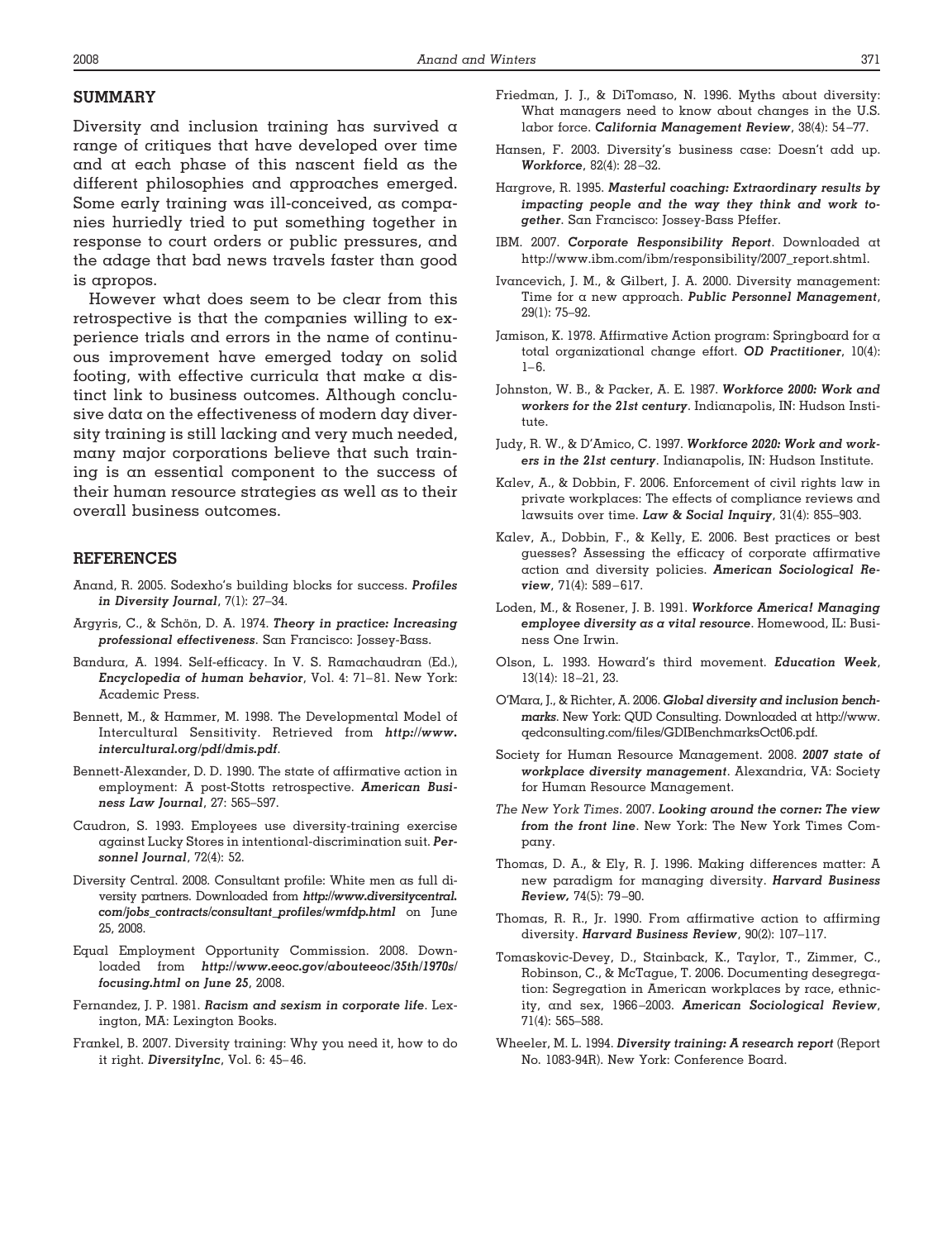## SUMMARY

Diversity and inclusion training has survived a range of critiques that have developed over time and at each phase of this nascent field as the different philosophies and approaches emerged. Some early training was ill-conceived, as companies hurriedly tried to put something together in response to court orders or public pressures, and the adage that bad news travels faster than good is apropos.

However what does seem to be clear from this retrospective is that the companies willing to experience trials and errors in the name of continuous improvement have emerged today on solid footing, with effective curricula that make a distinct link to business outcomes. Although conclusive data on the effectiveness of modern day diversity training is still lacking and very much needed, many major corporations believe that such training is an essential component to the success of their human resource strategies as well as to their overall business outcomes.

## REFERENCES

Anand, R. 2005. Sodexho's building blocks for success. ***Profiles in Diversity Journal***, 7(1): 27–34.

Argyris, C., & Schön, D. A. 1974. ***Theory in practice: Increasing professional effectiveness***. San Francisco: Jossey-Bass.

Bandura, A. 1994. Self-efficacy. In V. S. Ramachaudran (Ed.), ***Encyclopedia of human behavior***, Vol. 4: 71–81. New York: Academic Press.

Bennett, M., & Hammer, M. 1998. The Developmental Model of Intercultural Sensitivity. Retrieved from ***http://www.intercultural.org/pdf/dmis.pdf***.

Bennett-Alexander, D. D. 1990. The state of affirmative action in employment: A post-Stotts retrospective. ***American Business Law Journal***, 27: 565–597.

Caudron, S. 1993. Employees use diversity-training exercise against Lucky Stores in intentional-discrimination suit. ***Personnel Journal***, 72(4): 52.

Diversity Central. 2008. Consultant profile: White men as full diversity partners. Downloaded from ***http://www.diversitycentral.com/jobs_contracts/consultant_profiles/wmfdp.html*** on June 25, 2008.

Equal Employment Opportunity Commission. 2008. Downloaded from ***http://www.eeoc.gov/abouteeoc/35th/1970s/focusing.html on June 25***, 2008.

Fernandez, J. P. 1981. ***Racism and sexism in corporate life***. Lexington, MA: Lexington Books.

Frankel, B. 2007. Diversity training: Why you need it, how to do it right. ***DiversityInc***, Vol. 6: 45–46.

Friedman, J. J., & DiTomaso, N. 1996. Myths about diversity: What managers need to know about changes in the U.S. labor force. ***California Management Review***, 38(4): 54–77.

Hansen, F. 2003. Diversity's business case: Doesn't add up. ***Workforce***, 82(4): 28–32.

Hargrove, R. 1995. ***Masterful coaching: Extraordinary results by impacting people and the way they think and work together***. San Francisco: Jossey-Bass Pfeffer.

IBM. 2007. ***Corporate Responsibility Report***. Downloaded at http://www.ibm.com/ibm/responsibility/2007_report.shtml.

Ivancevich, J. M., & Gilbert, J. A. 2000. Diversity management: Time for a new approach. ***Public Personnel Management***, 29(1): 75–92.

Jamison, K. 1978. Affirmative Action program: Springboard for a total organizational change effort. ***OD Practitioner***, 10(4): 1–6.

Johnston, W. B., & Packer, A. E. 1987. ***Workforce 2000: Work and workers for the 21st century***. Indianapolis, IN: Hudson Institute.

Judy, R. W., & D'Amico, C. 1997. ***Workforce 2020: Work and workers in the 21st century***. Indianapolis, IN: Hudson Institute.

Kalev, A., & Dobbin, F. 2006. Enforcement of civil rights law in private workplaces: The effects of compliance reviews and lawsuits over time. ***Law & Social Inquiry***, 31(4): 855–903.

Kalev, A., Dobbin, F., & Kelly, E. 2006. Best practices or best guesses? Assessing the efficacy of corporate affirmative action and diversity policies. ***American Sociological Review***, 71(4): 589–617.

Loden, M., & Rosener, J. B. 1991. ***Workforce America! Managing employee diversity as a vital resource***. Homewood, IL: Business One Irwin.

Olson, L. 1993. Howard's third movement. ***Education Week***, 13(14): 18–21, 23.

O'Mara, J., & Richter, A. 2006. ***Global diversity and inclusion benchmarks***. New York: QUD Consulting. Downloaded at http://www.qedconsulting.com/files/GDIBenchmarksOct06.pdf.

Society for Human Resource Management. 2008. ***2007 state of workplace diversity management***. Alexandria, VA: Society for Human Resource Management.

*The New York Times*. 2007. ***Looking around the corner: The view from the front line***. New York: The New York Times Company.

Thomas, D. A., & Ely, R. J. 1996. Making differences matter: A new paradigm for managing diversity. ***Harvard Business Review,*** 74(5): 79–90.

Thomas, R. R., Jr. 1990. From affirmative action to affirming diversity. ***Harvard Business Review***, 90(2): 107–117.

Tomaskovic-Devey, D., Stainback, K., Taylor, T., Zimmer, C., Robinson, C., & McTague, T. 2006. Documenting desegregation: Segregation in American workplaces by race, ethnicity, and sex, 1966–2003. ***American Sociological Review***, 71(4): 565–588.

Wheeler, M. L. 1994. ***Diversity training: A research report*** (Report No. 1083-94R). New York: Conference Board.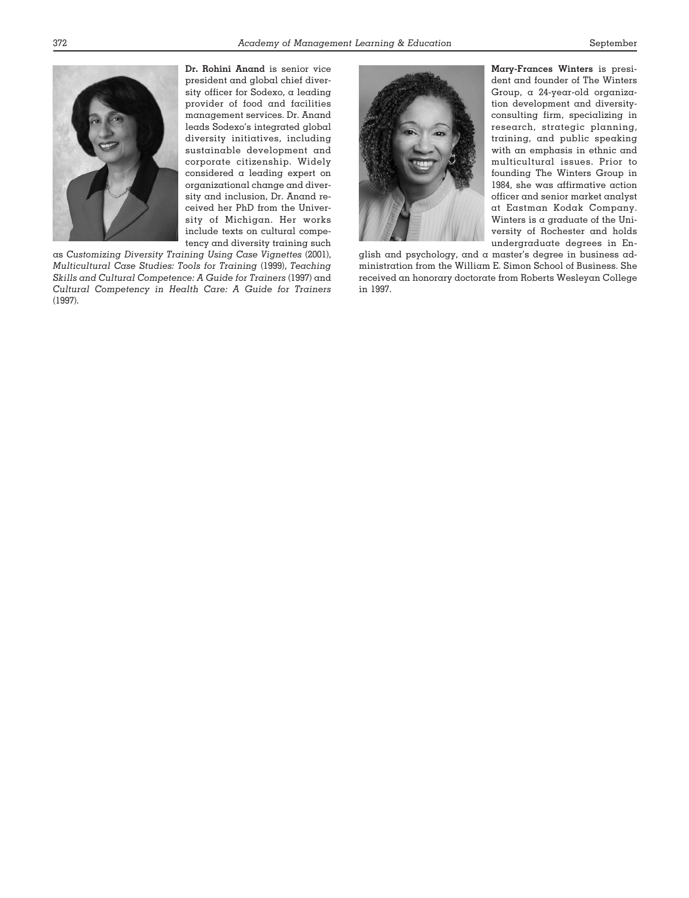**Dr. Rohini Anand** is senior vice president and global chief diversity officer for Sodexo, a leading provider of food and facilities management services. Dr. Anand leads Sodexo's integrated global diversity initiatives, including sustainable development and corporate citizenship. Widely considered a leading expert on organizational change and diversity and inclusion, Dr. Anand received her PhD from the University of Michigan. Her works include texts on cultural competency and diversity training such as *Customizing Diversity Training Using Case Vignettes* (2001), *Multicultural Case Studies: Tools for Training* (1999), *Teaching Skills and Cultural Competence: A Guide for Trainers* (1997) and *Cultural Competency in Health Care: A Guide for Trainers* (1997).

**Mary-Frances Winters** is president and founder of The Winters Group, a 24-year-old organization development and diversity-consulting firm, specializing in research, strategic planning, training, and public speaking with an emphasis in ethnic and multicultural issues. Prior to founding The Winters Group in 1984, she was affirmative action officer and senior market analyst at Eastman Kodak Company. Winters is a graduate of the University of Rochester and holds undergraduate degrees in English and psychology, and a master's degree in business administration from the William E. Simon School of Business. She received an honorary doctorate from Roberts Wesleyan College in 1997.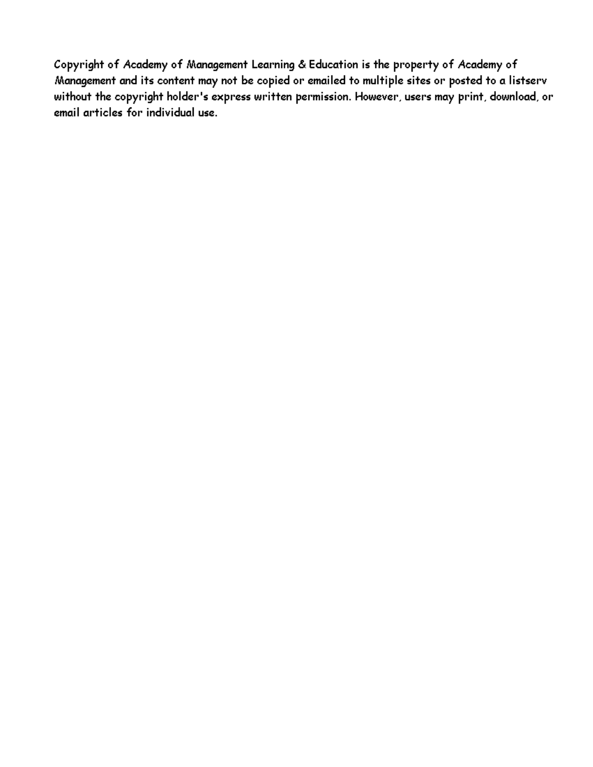Copyright of Academy of Management Learning & Education is the property of Academy of Management and its content may not be copied or emailed to multiple sites or posted to a listserv without the copyright holder's express written permission. However, users may print, download, or email articles for individual use.